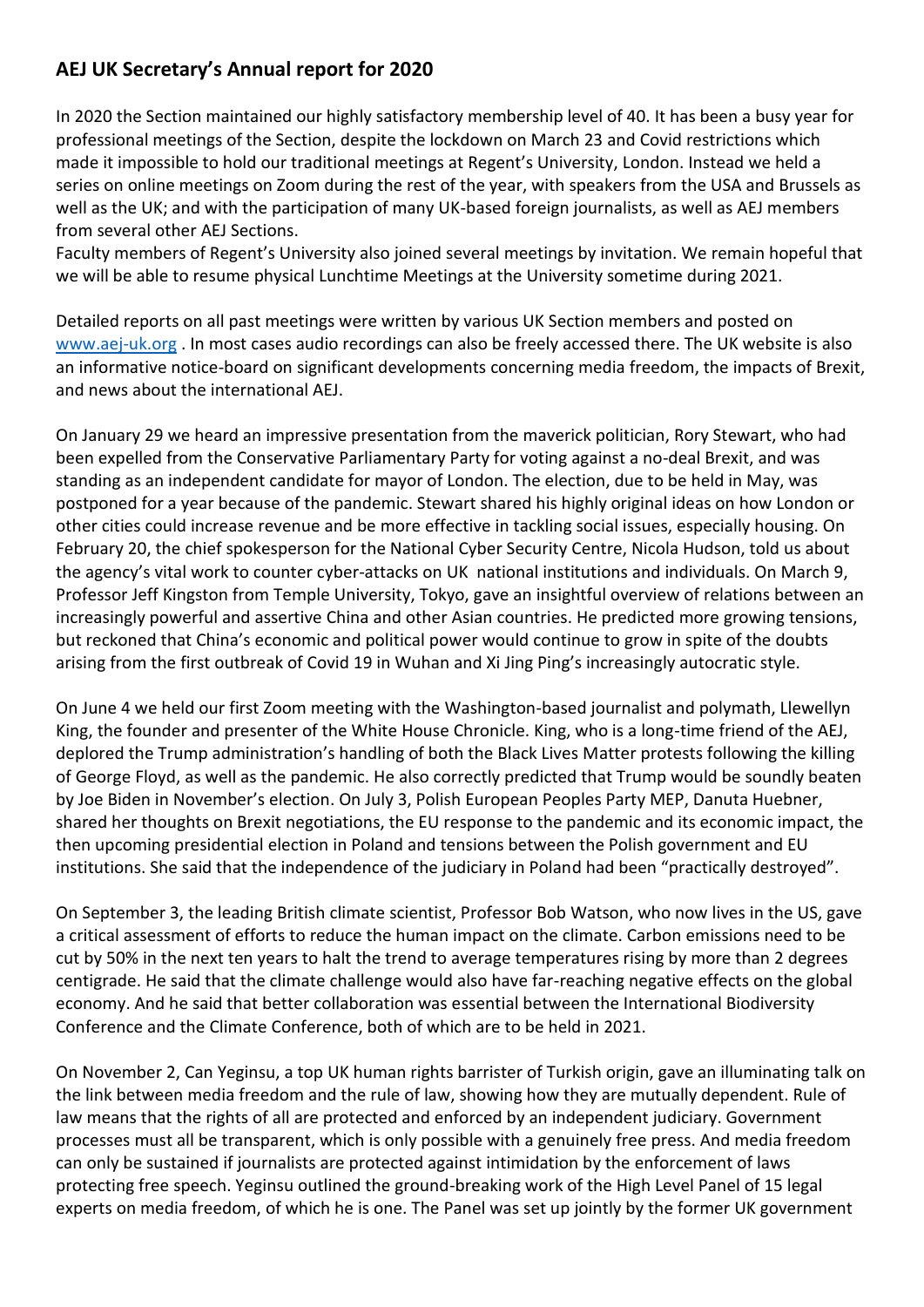## AEJ UK Secretary's Annual report for 2020

In 2020 the Section maintained our highly satisfactory membership level of 40. It has been a busy year for professional meetings of the Section, despite the lockdown on March 23 and Covid restrictions which made it impossible to hold our traditional meetings at Regent's University, London. Instead we held a series on online meetings on Zoom during the rest of the year, with speakers from the USA and Brussels as well as the UK; and with the participation of many UK-based foreign journalists, as well as AEJ members from several other AEJ Sections.
Faculty members of Regent's University also joined several meetings by invitation. We remain hopeful that we will be able to resume physical Lunchtime Meetings at the University sometime during 2021.

Detailed reports on all past meetings were written by various UK Section members and posted on [www.aej-uk.org](http://www.aej-uk.org) . In most cases audio recordings can also be freely accessed there. The UK website is also an informative notice-board on significant developments concerning media freedom, the impacts of Brexit, and news about the international AEJ.

On January 29 we heard an impressive presentation from the maverick politician, Rory Stewart, who had been expelled from the Conservative Parliamentary Party for voting against a no-deal Brexit, and was standing as an independent candidate for mayor of London. The election, due to be held in May, was postponed for a year because of the pandemic. Stewart shared his highly original ideas on how London or other cities could increase revenue and be more effective in tackling social issues, especially housing. On February 20, the chief spokesperson for the National Cyber Security Centre, Nicola Hudson, told us about the agency's vital work to counter cyber-attacks on UK national institutions and individuals. On March 9, Professor Jeff Kingston from Temple University, Tokyo, gave an insightful overview of relations between an increasingly powerful and assertive China and other Asian countries. He predicted more growing tensions, but reckoned that China's economic and political power would continue to grow in spite of the doubts arising from the first outbreak of Covid 19 in Wuhan and Xi Jing Ping's increasingly autocratic style.

On June 4 we held our first Zoom meeting with the Washington-based journalist and polymath, Llewellyn King, the founder and presenter of the White House Chronicle. King, who is a long-time friend of the AEJ, deplored the Trump administration's handling of both the Black Lives Matter protests following the killing of George Floyd, as well as the pandemic. He also correctly predicted that Trump would be soundly beaten by Joe Biden in November's election. On July 3, Polish European Peoples Party MEP, Danuta Huebner, shared her thoughts on Brexit negotiations, the EU response to the pandemic and its economic impact, the then upcoming presidential election in Poland and tensions between the Polish government and EU institutions. She said that the independence of the judiciary in Poland had been "practically destroyed".

On September 3, the leading British climate scientist, Professor Bob Watson, who now lives in the US, gave a critical assessment of efforts to reduce the human impact on the climate. Carbon emissions need to be cut by 50% in the next ten years to halt the trend to average temperatures rising by more than 2 degrees centigrade. He said that the climate challenge would also have far-reaching negative effects on the global economy. And he said that better collaboration was essential between the International Biodiversity Conference and the Climate Conference, both of which are to be held in 2021.

On November 2, Can Yeginsu, a top UK human rights barrister of Turkish origin, gave an illuminating talk on the link between media freedom and the rule of law, showing how they are mutually dependent. Rule of law means that the rights of all are protected and enforced by an independent judiciary. Government processes must all be transparent, which is only possible with a genuinely free press. And media freedom can only be sustained if journalists are protected against intimidation by the enforcement of laws protecting free speech. Yeginsu outlined the ground-breaking work of the High Level Panel of 15 legal experts on media freedom, of which he is one. The Panel was set up jointly by the former UK government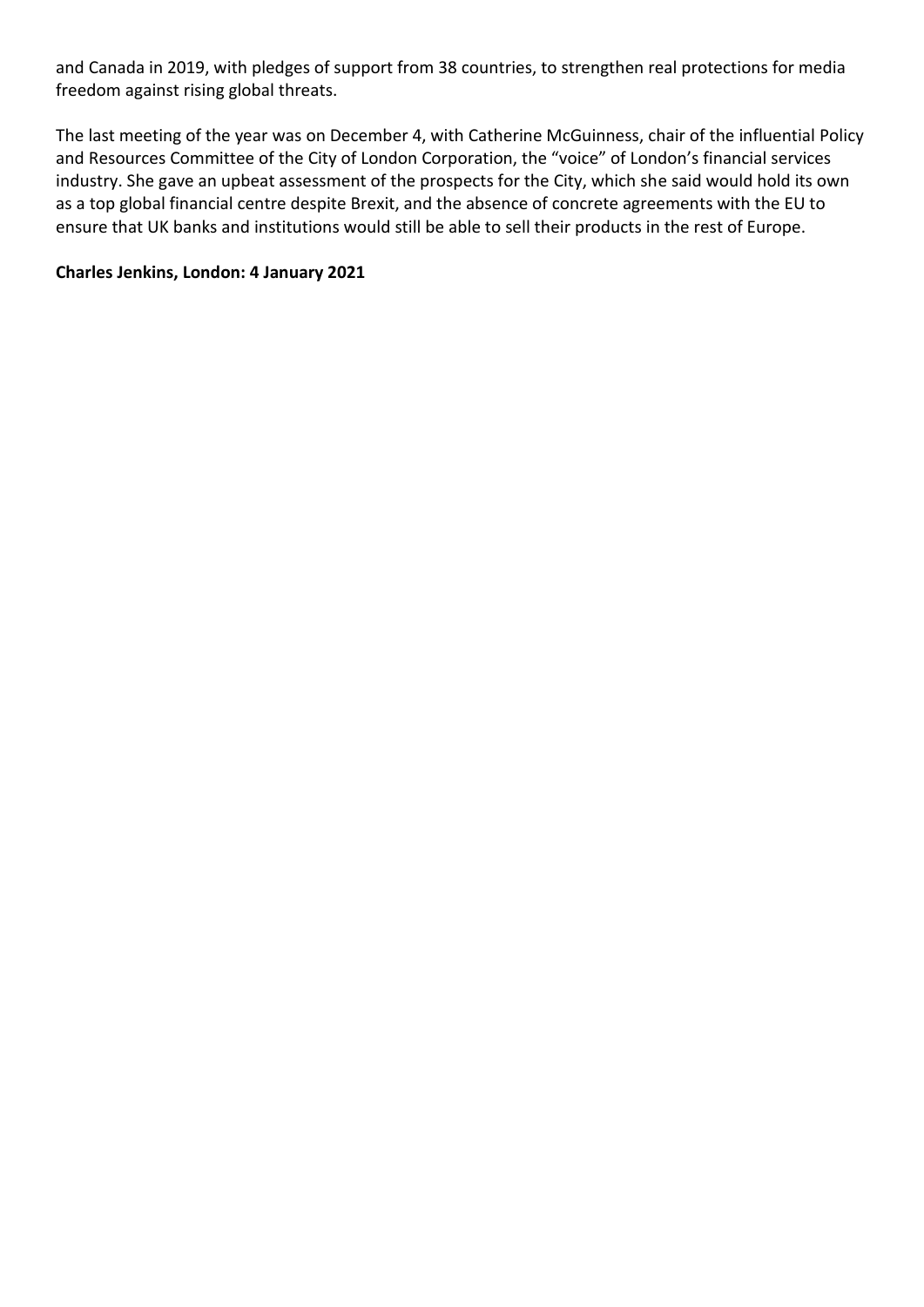and Canada in 2019, with pledges of support from 38 countries, to strengthen real protections for media freedom against rising global threats.

The last meeting of the year was on December 4, with Catherine McGuinness, chair of the influential Policy and Resources Committee of the City of London Corporation, the "voice" of London's financial services industry. She gave an upbeat assessment of the prospects for the City, which she said would hold its own as a top global financial centre despite Brexit, and the absence of concrete agreements with the EU to ensure that UK banks and institutions would still be able to sell their products in the rest of Europe.

**Charles Jenkins, London: 4 January 2021**